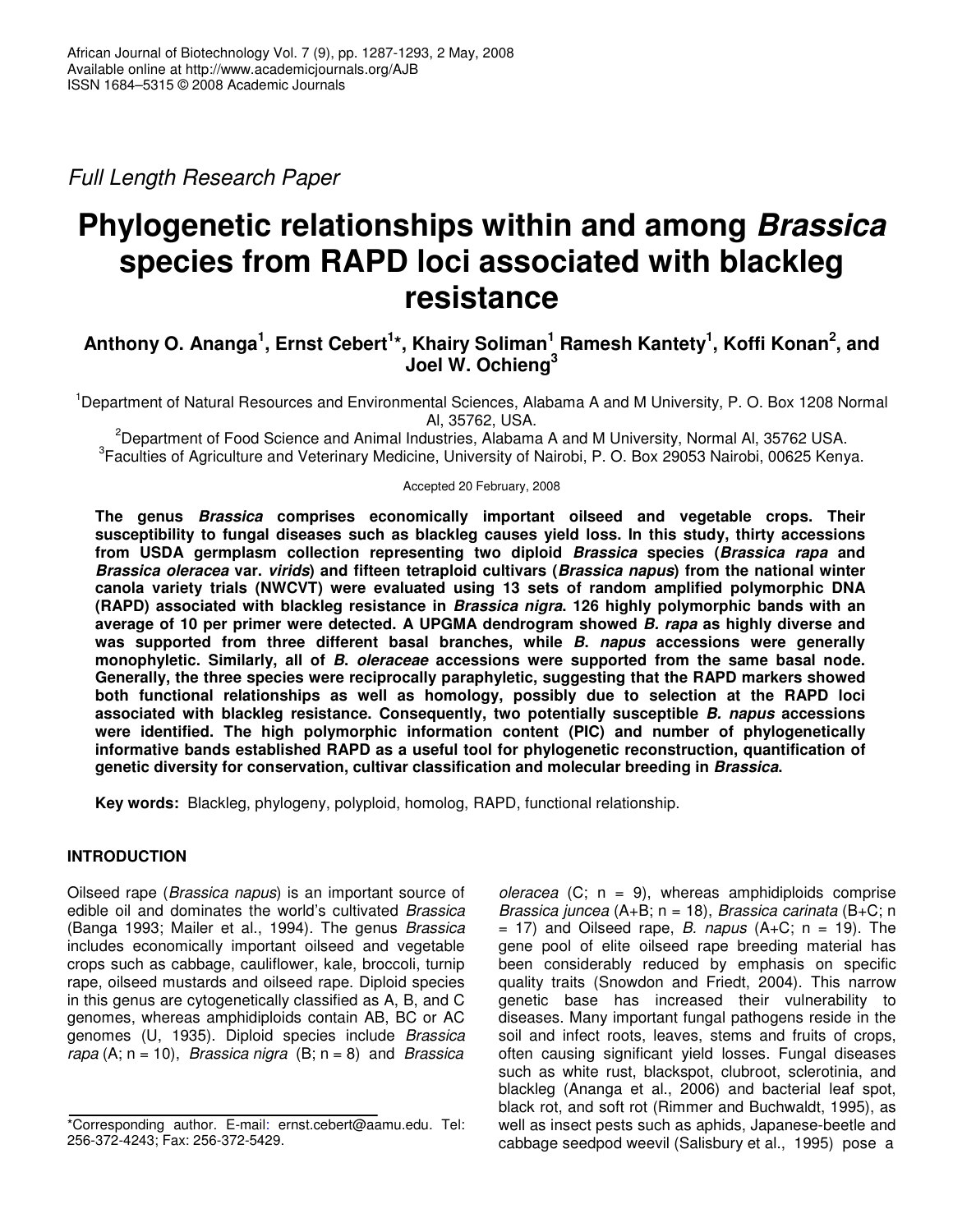Full Length Research Paper

# Phylogenetic relationships within and among *Brassica* species from RAPD loci associated with blackleg resistance

**Anthony O. Ananga[1], Ernst Cebert[1]*, Khairy Soliman[1] Ramesh Kantety[1], Koffi Konan[2], and Joel W. Ochieng[3]**

[1]Department of Natural Resources and Environmental Sciences, Alabama A and M University, P. O. Box 1208 Normal Al, 35762, USA.

[2]Department of Food Science and Animal Industries, Alabama A and M University, Normal Al, 35762 USA.

[3]Faculties of Agriculture and Veterinary Medicine, University of Nairobi, P. O. Box 29053 Nairobi, 00625 Kenya.

Accepted 20 February, 2008

**The genus *Brassica* comprises economically important oilseed and vegetable crops. Their susceptibility to fungal diseases such as blackleg causes yield loss. In this study, thirty accessions from USDA germplasm collection representing two diploid *Brassica* species (*Brassica rapa* and *Brassica oleracea* var. *virids*) and fifteen tetraploid cultivars (*Brassica napus*) from the national winter canola variety trials (NWCVT) were evaluated using 13 sets of random amplified polymorphic DNA (RAPD) associated with blackleg resistance in *Brassica nigra*. 126 highly polymorphic bands with an average of 10 per primer were detected. A UPGMA dendrogram showed *B. rapa* as highly diverse and was supported from three different basal branches, while *B. napus* accessions were generally monophyletic. Similarly, all of *B. oleraceae* accessions were supported from the same basal node. Generally, the three species were reciprocally paraphyletic, suggesting that the RAPD markers showed both functional relationships as well as homology, possibly due to selection at the RAPD loci associated with blackleg resistance. Consequently, two potentially susceptible *B. napus* accessions were identified. The high polymorphic information content (PIC) and number of phylogenetically informative bands established RAPD as a useful tool for phylogenetic reconstruction, quantification of genetic diversity for conservation, cultivar classification and molecular breeding in *Brassica*.**

**Key words:** Blackleg, phylogeny, polyploid, homolog, RAPD, functional relationship.

## INTRODUCTION

Oilseed rape (*Brassica napus*) is an important source of edible oil and dominates the world's cultivated *Brassica* (Banga 1993; Mailer et al., 1994). The genus *Brassica* includes economically important oilseed and vegetable crops such as cabbage, cauliflower, kale, broccoli, turnip rape, oilseed mustards and oilseed rape. Diploid species in this genus are cytogenetically classified as A, B, and C genomes, whereas amphidiploids contain AB, BC or AC genomes (U, 1935). Diploid species include *Brassica rapa* (A; n = 10), *Brassica nigra* (B; n = 8) and *Brassica oleracea* (C; n = 9), whereas amphidiploids comprise *Brassica juncea* (A+B; n = 18), *Brassica carinata* (B+C; n = 17) and Oilseed rape, *B. napus* (A+C; n = 19). The gene pool of elite oilseed rape breeding material has been considerably reduced by emphasis on specific quality traits (Snowdon and Friedt, 2004). This narrow genetic base has increased their vulnerability to diseases. Many important fungal pathogens reside in the soil and infect roots, leaves, stems and fruits of crops, often causing significant yield losses. Fungal diseases such as white rust, blackspot, clubroot, sclerotinia, and blackleg (Ananga et al., 2006) and bacterial leaf spot, black rot, and soft rot (Rimmer and Buchwaldt, 1995), as well as insect pests such as aphids, Japanese-beetle and cabbage seedpod weevil (Salisbury et al., 1995) pose a

*Corresponding author. E-mail: ernst.cebert@aamu.edu. Tel: 256-372-4243; Fax: 256-372-5429.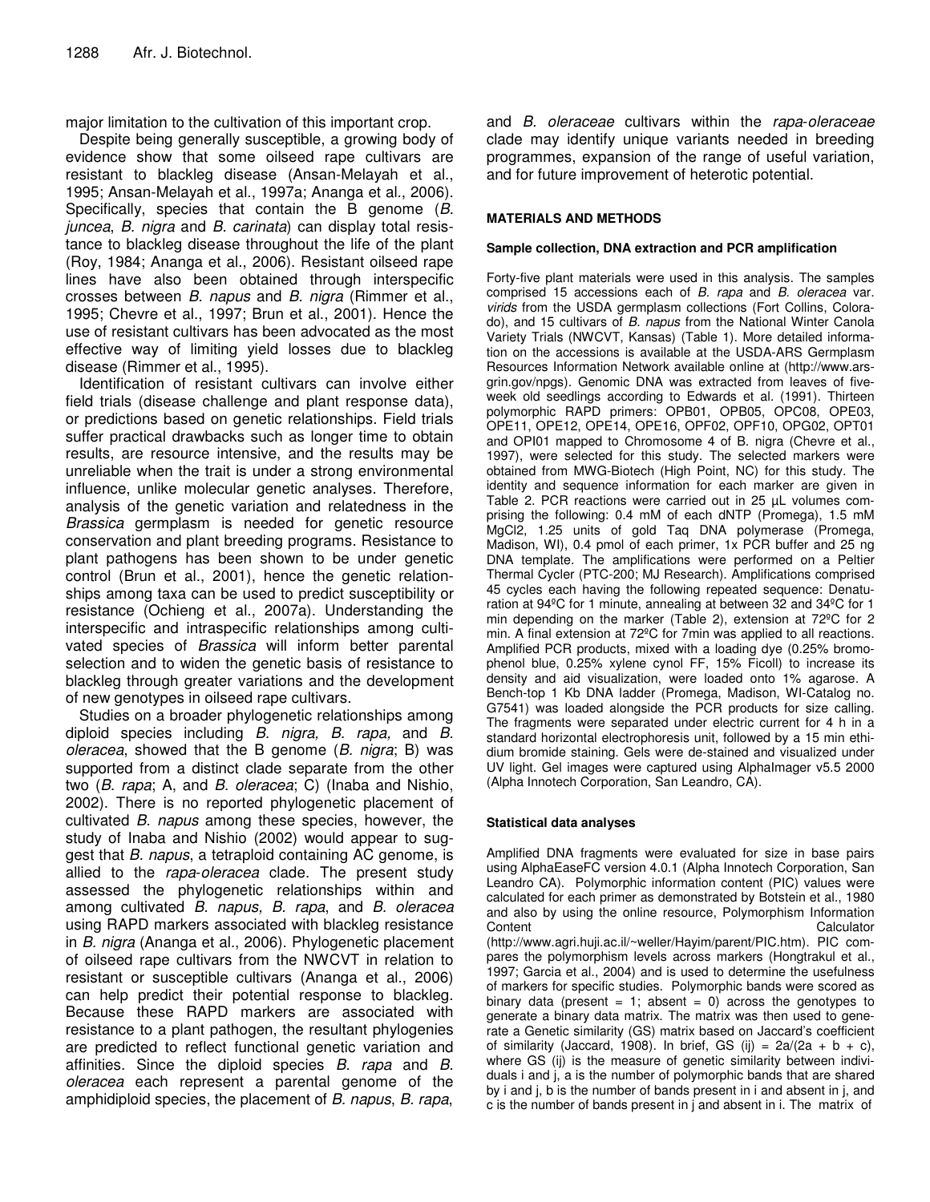major limitation to the cultivation of this important crop.

Despite being generally susceptible, a growing body of evidence show that some oilseed rape cultivars are resistant to blackleg disease (Ansan-Melayah et al., 1995; Ansan-Melayah et al., 1997a; Ananga et al., 2006). Specifically, species that contain the B genome (*B. juncea*, *B. nigra* and *B. carinata*) can display total resistance to blackleg disease throughout the life of the plant (Roy, 1984; Ananga et al., 2006). Resistant oilseed rape lines have also been obtained through interspecific crosses between *B. napus* and *B. nigra* (Rimmer et al., 1995; Chevre et al., 1997; Brun et al., 2001). Hence the use of resistant cultivars has been advocated as the most effective way of limiting yield losses due to blackleg disease (Rimmer et al., 1995).

Identification of resistant cultivars can involve either field trials (disease challenge and plant response data), or predictions based on genetic relationships. Field trials suffer practical drawbacks such as longer time to obtain results, are resource intensive, and the results may be unreliable when the trait is under a strong environmental influence, unlike molecular genetic analyses. Therefore, analysis of the genetic variation and relatedness in the *Brassica* germplasm is needed for genetic resource conservation and plant breeding programs. Resistance to plant pathogens has been shown to be under genetic control (Brun et al., 2001), hence the genetic relationships among taxa can be used to predict susceptibility or resistance (Ochieng et al., 2007a). Understanding the interspecific and intraspecific relationships among cultivated species of *Brassica* will inform better parental selection and to widen the genetic basis of resistance to blackleg through greater variations and the development of new genotypes in oilseed rape cultivars.

Studies on a broader phylogenetic relationships among diploid species including *B. nigra, B. rapa,* and *B. oleracea*, showed that the B genome (*B. nigra*; B) was supported from a distinct clade separate from the other two (*B. rapa*; A, and *B. oleracea*; C) (Inaba and Nishio, 2002). There is no reported phylogenetic placement of cultivated *B. napus* among these species, however, the study of Inaba and Nishio (2002) would appear to suggest that *B. napus*, a tetraploid containing AC genome, is allied to the *rapa-oleracea* clade. The present study assessed the phylogenetic relationships within and among cultivated *B. napus, B. rapa*, and *B. oleracea* using RAPD markers associated with blackleg resistance in *B. nigra* (Ananga et al., 2006). Phylogenetic placement of oilseed rape cultivars from the NWCVT in relation to resistant or susceptible cultivars (Ananga et al., 2006) can help predict their potential response to blackleg. Because these RAPD markers are associated with resistance to a plant pathogen, the resultant phylogenies are predicted to reflect functional genetic variation and affinities. Since the diploid species *B. rapa* and *B. oleracea* each represent a parental genome of the amphidiploid species, the placement of *B. napus*, *B. rapa*, and *B. oleraceae* cultivars within the *rapa-oleraceae* clade may identify unique variants needed in breeding programmes, expansion of the range of useful variation, and for future improvement of heterotic potential.

## MATERIALS AND METHODS

### Sample collection, DNA extraction and PCR amplification

Forty-five plant materials were used in this analysis. The samples comprised 15 accessions each of *B. rapa* and *B. oleracea* var. *virids* from the USDA germplasm collections (Fort Collins, Colorado), and 15 cultivars of *B. napus* from the National Winter Canola Variety Trials (NWCVT, Kansas) (Table 1). More detailed information on the accessions is available at the USDA-ARS Germplasm Resources Information Network available online at (http://www.ars-grin.gov/npgs). Genomic DNA was extracted from leaves of five-week old seedlings according to Edwards et al. (1991). Thirteen polymorphic RAPD primers: OPB01, OPB05, OPC08, OPE03, OPE11, OPE12, OPE14, OPE16, OPF02, OPF10, OPG02, OPT01 and OPI01 mapped to Chromosome 4 of B. nigra (Chevre et al., 1997), were selected for this study. The selected markers were obtained from MWG-Biotech (High Point, NC) for this study. The identity and sequence information for each marker are given in Table 2. PCR reactions were carried out in 25 µL volumes comprising the following: 0.4 mM of each dNTP (Promega), 1.5 mM $MgCl_2$, 1.25 units of gold Taq DNA polymerase (Promega, Madison, WI), 0.4 pmol of each primer, 1x PCR buffer and 25 ng DNA template. The amplifications were performed on a Peltier Thermal Cycler (PTC-200; MJ Research). Amplifications comprised 45 cycles each having the following repeated sequence: Denaturation at 94ºC for 1 minute, annealing at between 32 and 34ºC for 1 min depending on the marker (Table 2), extension at 72ºC for 2 min. A final extension at 72ºC for 7min was applied to all reactions. Amplified PCR products, mixed with a loading dye (0.25% bromophenol blue, 0.25% xylene cynol FF, 15% Ficoll) to increase its density and aid visualization, were loaded onto 1% agarose. A Bench-top 1 Kb DNA ladder (Promega, Madison, WI-Catalog no. G7541) was loaded alongside the PCR products for size calling. The fragments were separated under electric current for 4 h in a standard horizontal electrophoresis unit, followed by a 15 min ethidium bromide staining. Gels were de-stained and visualized under UV light. Gel images were captured using AlphaImager v5.5 2000 (Alpha Innotech Corporation, San Leandro, CA).

### Statistical data analyses

Amplified DNA fragments were evaluated for size in base pairs using AlphaEaseFC version 4.0.1 (Alpha Innotech Corporation, San Leandro CA). Polymorphic information content (PIC) values were calculated for each primer as demonstrated by Botstein et al., 1980 and also by using the online resource, Polymorphism Information Content Calculator (http://www.agri.huji.ac.il/~weller/Hayim/parent/PIC.htm). PIC compares the polymorphism levels across markers (Hongtrakul et al., 1997; Garcia et al., 2004) and is used to determine the usefulness of markers for specific studies. Polymorphic bands were scored as binary data (present = 1; absent = 0) across the genotypes to generate a binary data matrix. The matrix was then used to generate a Genetic similarity (GS) matrix based on Jaccard's coefficient of similarity (Jaccard, 1908). In brief, $GS(ij) = 2a/(2a + b + c)$, where GS (ij) is the measure of genetic similarity between individuals i and j, a is the number of polymorphic bands that are shared by i and j, b is the number of bands present in i and absent in j, and c is the number of bands present in j and absent in i. The matrix of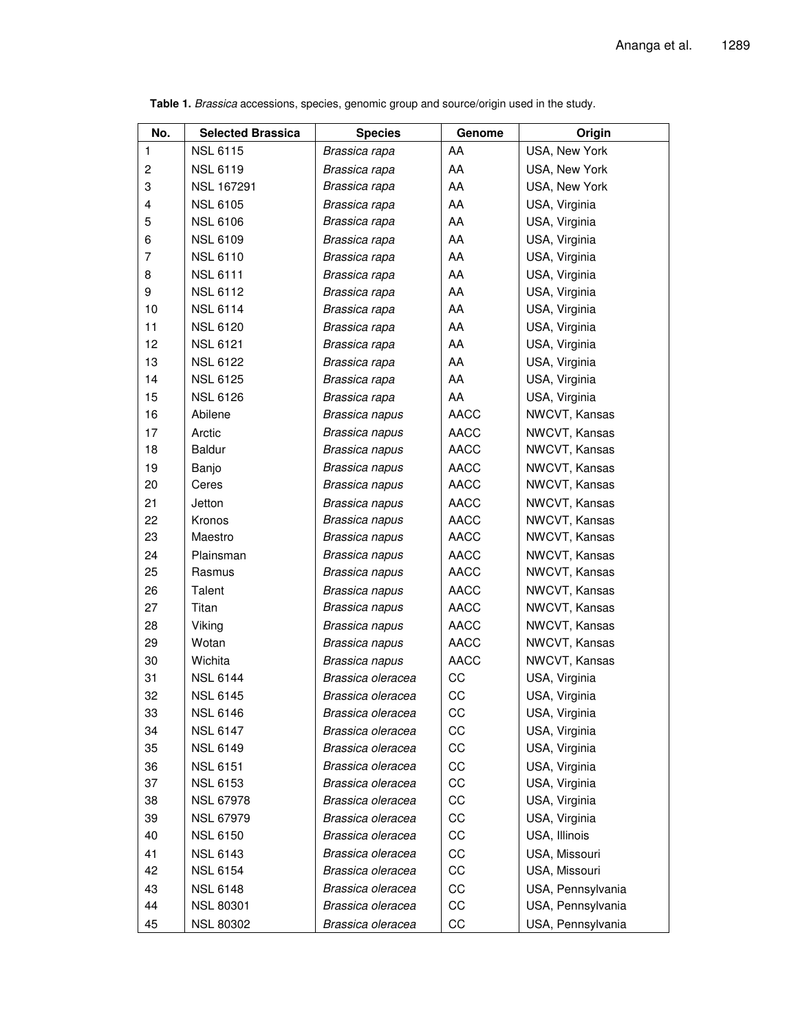**Table 1.** *Brassica* accessions, species, genomic group and source/origin used in the study.

| No. | Selected Brassica | Species | Genome | Origin |
|---|---|---|---|---|
| 1 | NSL 6115 | *Brassica rapa* | AA | USA, New York |
| 2 | NSL 6119 | *Brassica rapa* | AA | USA, New York |
| 3 | NSL 167291 | *Brassica rapa* | AA | USA, New York |
| 4 | NSL 6105 | *Brassica rapa* | AA | USA, Virginia |
| 5 | NSL 6106 | *Brassica rapa* | AA | USA, Virginia |
| 6 | NSL 6109 | *Brassica rapa* | AA | USA, Virginia |
| 7 | NSL 6110 | *Brassica rapa* | AA | USA, Virginia |
| 8 | NSL 6111 | *Brassica rapa* | AA | USA, Virginia |
| 9 | NSL 6112 | *Brassica rapa* | AA | USA, Virginia |
| 10 | NSL 6114 | *Brassica rapa* | AA | USA, Virginia |
| 11 | NSL 6120 | *Brassica rapa* | AA | USA, Virginia |
| 12 | NSL 6121 | *Brassica rapa* | AA | USA, Virginia |
| 13 | NSL 6122 | *Brassica rapa* | AA | USA, Virginia |
| 14 | NSL 6125 | *Brassica rapa* | AA | USA, Virginia |
| 15 | NSL 6126 | *Brassica rapa* | AA | USA, Virginia |
| 16 | Abilene | *Brassica napus* | AACC | NWCVT, Kansas |
| 17 | Arctic | *Brassica napus* | AACC | NWCVT, Kansas |
| 18 | Baldur | *Brassica napus* | AACC | NWCVT, Kansas |
| 19 | Banjo | *Brassica napus* | AACC | NWCVT, Kansas |
| 20 | Ceres | *Brassica napus* | AACC | NWCVT, Kansas |
| 21 | Jetton | *Brassica napus* | AACC | NWCVT, Kansas |
| 22 | Kronos | *Brassica napus* | AACC | NWCVT, Kansas |
| 23 | Maestro | *Brassica napus* | AACC | NWCVT, Kansas |
| 24 | Plainsman | *Brassica napus* | AACC | NWCVT, Kansas |
| 25 | Rasmus | *Brassica napus* | AACC | NWCVT, Kansas |
| 26 | Talent | *Brassica napus* | AACC | NWCVT, Kansas |
| 27 | Titan | *Brassica napus* | AACC | NWCVT, Kansas |
| 28 | Viking | *Brassica napus* | AACC | NWCVT, Kansas |
| 29 | Wotan | *Brassica napus* | AACC | NWCVT, Kansas |
| 30 | Wichita | *Brassica napus* | AACC | NWCVT, Kansas |
| 31 | NSL 6144 | *Brassica oleracea* | CC | USA, Virginia |
| 32 | NSL 6145 | *Brassica oleracea* | CC | USA, Virginia |
| 33 | NSL 6146 | *Brassica oleracea* | CC | USA, Virginia |
| 34 | NSL 6147 | *Brassica oleracea* | CC | USA, Virginia |
| 35 | NSL 6149 | *Brassica oleracea* | CC | USA, Virginia |
| 36 | NSL 6151 | *Brassica oleracea* | CC | USA, Virginia |
| 37 | NSL 6153 | *Brassica oleracea* | CC | USA, Virginia |
| 38 | NSL 67978 | *Brassica oleracea* | CC | USA, Virginia |
| 39 | NSL 67979 | *Brassica oleracea* | CC | USA, Virginia |
| 40 | NSL 6150 | *Brassica oleracea* | CC | USA, Illinois |
| 41 | NSL 6143 | *Brassica oleracea* | CC | USA, Missouri |
| 42 | NSL 6154 | *Brassica oleracea* | CC | USA, Missouri |
| 43 | NSL 6148 | *Brassica oleracea* | CC | USA, Pennsylvania |
| 44 | NSL 80301 | *Brassica oleracea* | CC | USA, Pennsylvania |
| 45 | NSL 80302 | *Brassica oleracea* | CC | USA, Pennsylvania |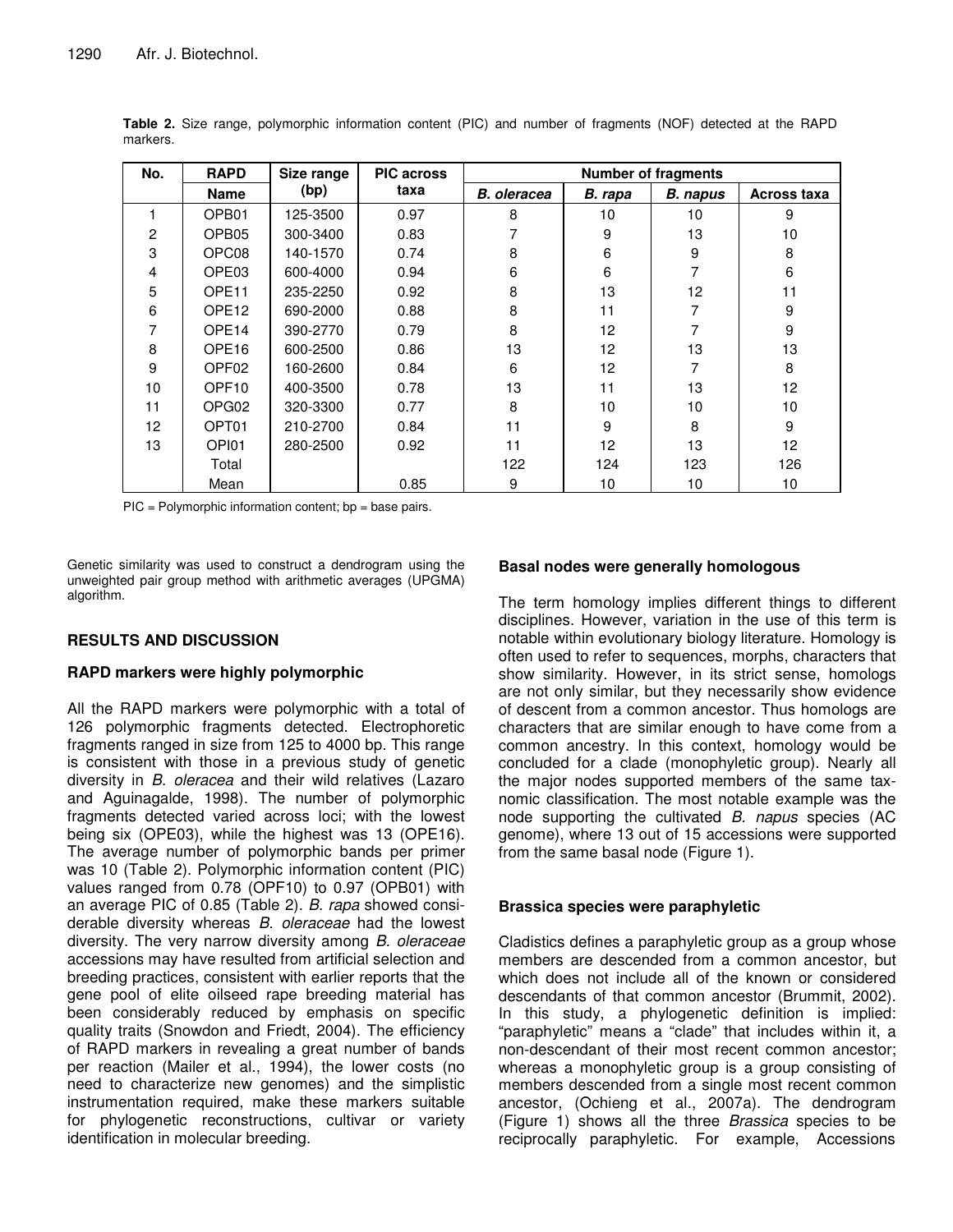**Table 2.** Size range, polymorphic information content (PIC) and number of fragments (NOF) detected at the RAPD markers.

| No. | RAPD | Size range | PIC across | Number of fragments | | | |
|---|---|---|---|---|---|---|---|
| | Name | (bp) | taxa | *B. oleracea* | *B. rapa* | *B. napus* | Across taxa |
| 1 | OPB01 | 125-3500 | 0.97 | 8 | 10 | 10 | 9 |
| 2 | OPB05 | 300-3400 | 0.83 | 7 | 9 | 13 | 10 |
| 3 | OPC08 | 140-1570 | 0.74 | 8 | 6 | 9 | 8 |
| 4 | OPE03 | 600-4000 | 0.94 | 6 | 6 | 7 | 6 |
| 5 | OPE11 | 235-2250 | 0.92 | 8 | 13 | 12 | 11 |
| 6 | OPE12 | 690-2000 | 0.88 | 8 | 11 | 7 | 9 |
| 7 | OPE14 | 390-2770 | 0.79 | 8 | 12 | 7 | 9 |
| 8 | OPE16 | 600-2500 | 0.86 | 13 | 12 | 13 | 13 |
| 9 | OPF02 | 160-2600 | 0.84 | 6 | 12 | 7 | 8 |
| 10 | OPF10 | 400-3500 | 0.78 | 13 | 11 | 13 | 12 |
| 11 | OPG02 | 320-3300 | 0.77 | 8 | 10 | 10 | 10 |
| 12 | OPT01 | 210-2700 | 0.84 | 11 | 9 | 8 | 9 |
| 13 | OPI01 | 280-2500 | 0.92 | 11 | 12 | 13 | 12 |
| | Total | | | 122 | 124 | 123 | 126 |
| | Mean | | 0.85 | 9 | 10 | 10 | 10 |

PIC = Polymorphic information content; bp = base pairs.

Genetic similarity was used to construct a dendrogram using the unweighted pair group method with arithmetic averages (UPGMA) algorithm.

## RESULTS AND DISCUSSION

### RAPD markers were highly polymorphic

All the RAPD markers were polymorphic with a total of 126 polymorphic fragments detected. Electrophoretic fragments ranged in size from 125 to 4000 bp. This range is consistent with those in a previous study of genetic diversity in *B. oleracea* and their wild relatives (Lazaro and Aguinagalde, 1998). The number of polymorphic fragments detected varied across loci; with the lowest being six (OPE03), while the highest was 13 (OPE16). The average number of polymorphic bands per primer was 10 (Table 2). Polymorphic information content (PIC) values ranged from 0.78 (OPF10) to 0.97 (OPB01) with an average PIC of 0.85 (Table 2). *B. rapa* showed considerable diversity whereas *B. oleraceae* had the lowest diversity. The very narrow diversity among *B. oleraceae* accessions may have resulted from artificial selection and breeding practices, consistent with earlier reports that the gene pool of elite oilseed rape breeding material has been considerably reduced by emphasis on specific quality traits (Snowdon and Friedt, 2004). The efficiency of RAPD markers in revealing a great number of bands per reaction (Mailer et al., 1994), the lower costs (no need to characterize new genomes) and the simplistic instrumentation required, make these markers suitable for phylogenetic reconstructions, cultivar or variety identification in molecular breeding.

### Basal nodes were generally homologous

The term homology implies different things to different disciplines. However, variation in the use of this term is notable within evolutionary biology literature. Homology is often used to refer to sequences, morphs, characters that show similarity. However, in its strict sense, homologs are not only similar, but they necessarily show evidence of descent from a common ancestor. Thus homologs are characters that are similar enough to have come from a common ancestry. In this context, homology would be concluded for a clade (monophyletic group). Nearly all the major nodes supported members of the same taxnomic classification. The most notable example was the node supporting the cultivated *B. napus* species (AC genome), where 13 out of 15 accessions were supported from the same basal node (Figure 1).

### Brassica species were paraphyletic

Cladistics defines a paraphyletic group as a group whose members are descended from a common ancestor, but which does not include all of the known or considered descendants of that common ancestor (Brummit, 2002). In this study, a phylogenetic definition is implied: "paraphyletic" means a "clade" that includes within it, a non-descendant of their most recent common ancestor; whereas a monophyletic group is a group consisting of members descended from a single most recent common ancestor, (Ochieng et al., 2007a). The dendrogram (Figure 1) shows all the three *Brassica* species to be reciprocally paraphyletic. For example, Accessions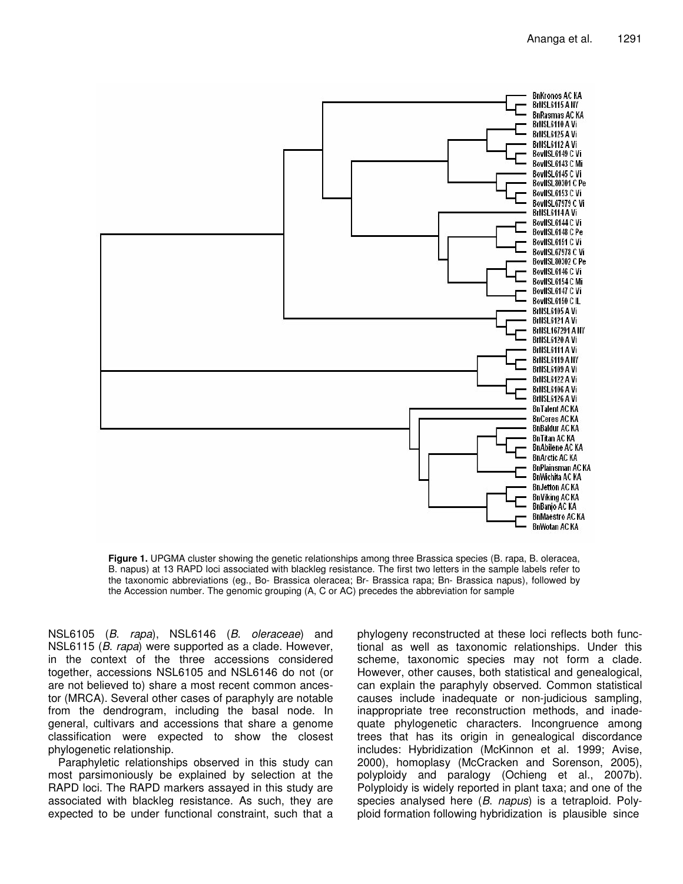**Figure 1.** UPGMA cluster showing the genetic relationships among three Brassica species (B. rapa, B. oleracea, B. napus) at 13 RAPD loci associated with blackleg resistance. The first two letters in the sample labels refer to the taxonomic abbreviations (eg., Bo- Brassica oleracea; Br- Brassica rapa; Bn- Brassica napus), followed by the Accession number. The genomic grouping (A, C or AC) precedes the abbreviation for sample

NSL6105 (*B. rapa*), NSL6146 (*B. oleraceae*) and NSL6115 (*B. rapa*) were supported as a clade. However, in the context of the three accessions considered together, accessions NSL6105 and NSL6146 do not (or are not believed to) share a most recent common ancestor (MRCA). Several other cases of paraphyly are notable from the dendrogram, including the basal node. In general, cultivars and accessions that share a genome classification were expected to show the closest phylogenetic relationship.

Paraphyletic relationships observed in this study can most parsimoniously be explained by selection at the RAPD loci. The RAPD markers assayed in this study are associated with blackleg resistance. As such, they are expected to be under functional constraint, such that a phylogeny reconstructed at these loci reflects both functional as well as taxonomic relationships. Under this scheme, taxonomic species may not form a clade. However, other causes, both statistical and genealogical, can explain the paraphyly observed. Common statistical causes include inadequate or non-judicious sampling, inappropriate tree reconstruction methods, and inadequate phylogenetic characters. Incongruence among trees that has its origin in genealogical discordance includes: Hybridization (McKinnon et al. 1999; Avise, 2000), homoplasy (McCracken and Sorenson, 2005), polyploidy and paralogy (Ochieng et al., 2007b). Polyploidy is widely reported in plant taxa; and one of the species analysed here (*B. napus*) is a tetraploid. Polyploid formation following hybridization is plausible since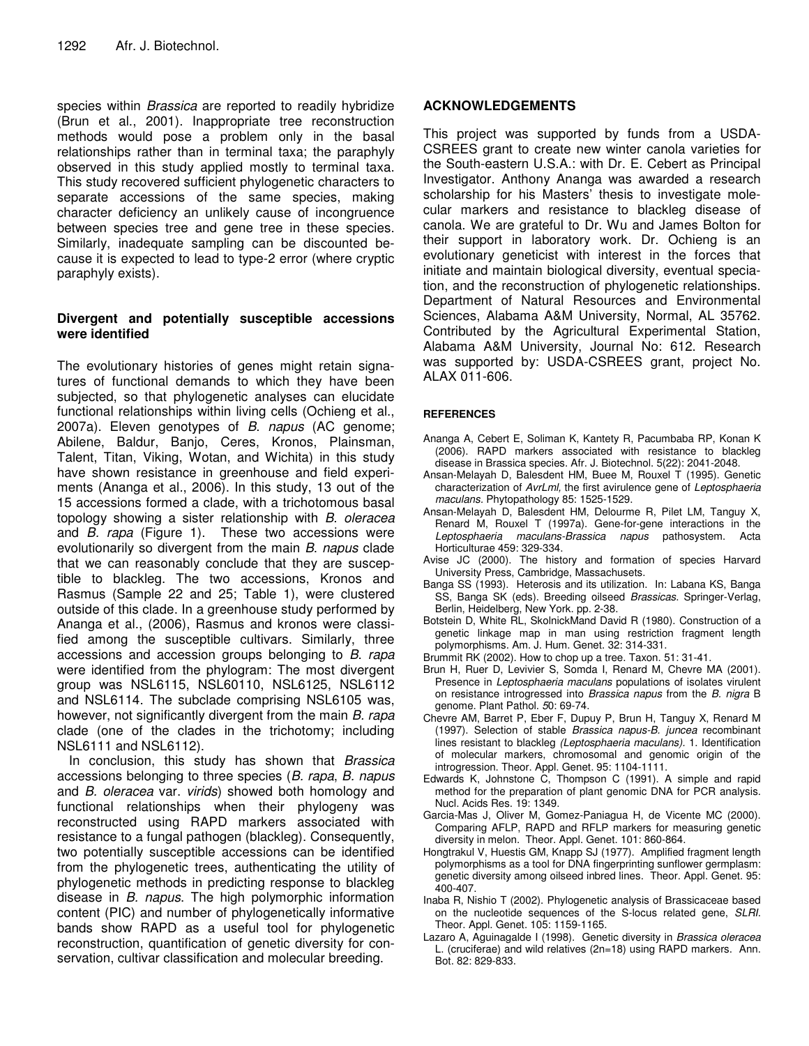species within *Brassica* are reported to readily hybridize (Brun et al., 2001). Inappropriate tree reconstruction methods would pose a problem only in the basal relationships rather than in terminal taxa; the paraphyly observed in this study applied mostly to terminal taxa. This study recovered sufficient phylogenetic characters to separate accessions of the same species, making character deficiency an unlikely cause of incongruence between species tree and gene tree in these species. Similarly, inadequate sampling can be discounted because it is expected to lead to type-2 error (where cryptic paraphyly exists).

### Divergent and potentially susceptible accessions were identified

The evolutionary histories of genes might retain signatures of functional demands to which they have been subjected, so that phylogenetic analyses can elucidate functional relationships within living cells (Ochieng et al., 2007a). Eleven genotypes of *B. napus* (AC genome; Abilene, Baldur, Banjo, Ceres, Kronos, Plainsman, Talent, Titan, Viking, Wotan, and Wichita) in this study have shown resistance in greenhouse and field experiments (Ananga et al., 2006). In this study, 13 out of the 15 accessions formed a clade, with a trichotomous basal topology showing a sister relationship with *B. oleracea* and *B. rapa* (Figure 1). These two accessions were evolutionarily so divergent from the main *B. napus* clade that we can reasonably conclude that they are susceptible to blackleg. The two accessions, Kronos and Rasmus (Sample 22 and 25; Table 1), were clustered outside of this clade. In a greenhouse study performed by Ananga et al., (2006), Rasmus and kronos were classified among the susceptible cultivars. Similarly, three accessions and accession groups belonging to *B. rapa* were identified from the phylogram: The most divergent group was NSL6115, NSL60110, NSL6125, NSL6112 and NSL6114. The subclade comprising NSL6105 was, however, not significantly divergent from the main *B. rapa* clade (one of the clades in the trichotomy; including NSL6111 and NSL6112).

In conclusion, this study has shown that *Brassica* accessions belonging to three species (*B. rapa*, *B. napus* and *B. oleracea* var. *virids*) showed both homology and functional relationships when their phylogeny was reconstructed using RAPD markers associated with resistance to a fungal pathogen (blackleg). Consequently, two potentially susceptible accessions can be identified from the phylogenetic trees, authenticating the utility of phylogenetic methods in predicting response to blackleg disease in *B. napus*. The high polymorphic information content (PIC) and number of phylogenetically informative bands show RAPD as a useful tool for phylogenetic reconstruction, quantification of genetic diversity for conservation, cultivar classification and molecular breeding.

## ACKNOWLEDGEMENTS

This project was supported by funds from a USDA-CSREES grant to create new winter canola varieties for the South-eastern U.S.A.: with Dr. E. Cebert as Principal Investigator. Anthony Ananga was awarded a research scholarship for his Masters' thesis to investigate molecular markers and resistance to blackleg disease of canola. We are grateful to Dr. Wu and James Bolton for their support in laboratory work. Dr. Ochieng is an evolutionary geneticist with interest in the forces that initiate and maintain biological diversity, eventual speciation, and the reconstruction of phylogenetic relationships. Department of Natural Resources and Environmental Sciences, Alabama A&M University, Normal, AL 35762. Contributed by the Agricultural Experimental Station, Alabama A&M University, Journal No: 612. Research was supported by: USDA-CSREES grant, project No. ALAX 011-606.

## REFERENCES

Ananga A, Cebert E, Soliman K, Kantety R, Pacumbaba RP, Konan K (2006). RAPD markers associated with resistance to blackleg disease in Brassica species. Afr. J. Biotechnol. 5(22): 2041-2048.

Ansan-Melayah D, Balesdent HM, Buee M, Rouxel T (1995). Genetic characterization of *AvrLml*, the first avirulence gene of *Leptosphaeria maculans*. Phytopathology 85: 1525-1529.

Ansan-Melayah D, Balesdent HM, Delourme R, Pilet LM, Tanguy X, Renard M, Rouxel T (1997a). Gene-for-gene interactions in the *Leptosphaeria maculans-Brassica napus* pathosystem. Acta Horticulturae 459: 329-334.

Avise JC (2000). The history and formation of species Harvard University Press, Cambridge, Massachusets.

Banga SS (1993). Heterosis and its utilization. In: Labana KS, Banga SS, Banga SK (eds). Breeding oilseed *Brassicas*. Springer-Verlag, Berlin, Heidelberg, New York. pp. 2-38.

Botstein D, White RL, SkolnickMand David R (1980). Construction of a genetic linkage map in man using restriction fragment length polymorphisms. Am. J. Hum. Genet. 32: 314-331.

Brummit RK (2002). How to chop up a tree. Taxon. 51: 31-41.

Brun H, Ruer D, Levivier S, Somda I, Renard M, Chevre MA (2001). Presence in *Leptosphaeria maculans* populations of isolates virulent on resistance introgressed into *Brassica napus* from the *B. nigra* B genome. Plant Pathol. *5*0: 69-74.

Chevre AM, Barret P, Eber F, Dupuy P, Brun H, Tanguy X, Renard M (1997). Selection of stable *Brassica napus-B. juncea* recombinant lines resistant to blackleg *(Leptosphaeria maculans).* 1. Identification of molecular markers, chromosomal and genomic origin of the introgression. Theor. Appl. Genet. 95: 1104-1111.

Edwards K, Johnstone C, Thompson C (1991). A simple and rapid method for the preparation of plant genomic DNA for PCR analysis. Nucl. Acids Res. 19: 1349.

Garcia-Mas J, Oliver M, Gomez-Paniagua H, de Vicente MC (2000). Comparing AFLP, RAPD and RFLP markers for measuring genetic diversity in melon. Theor. Appl. Genet. 101: 860-864.

Hongtrakul V, Huestis GM, Knapp SJ (1977). Amplified fragment length polymorphisms as a tool for DNA fingerprinting sunflower germplasm: genetic diversity among oilseed inbred lines. Theor. Appl. Genet. 95: 400-407.

Inaba R, Nishio T (2002). Phylogenetic analysis of Brassicaceae based on the nucleotide sequences of the S-locus related gene, *SLRI*. Theor. Appl. Genet. 105: 1159-1165.

Lazaro A, Aguinagalde I (1998). Genetic diversity in *Brassica oleracea* L. (cruciferae) and wild relatives (2n=18) using RAPD markers. Ann. Bot. 82: 829-833.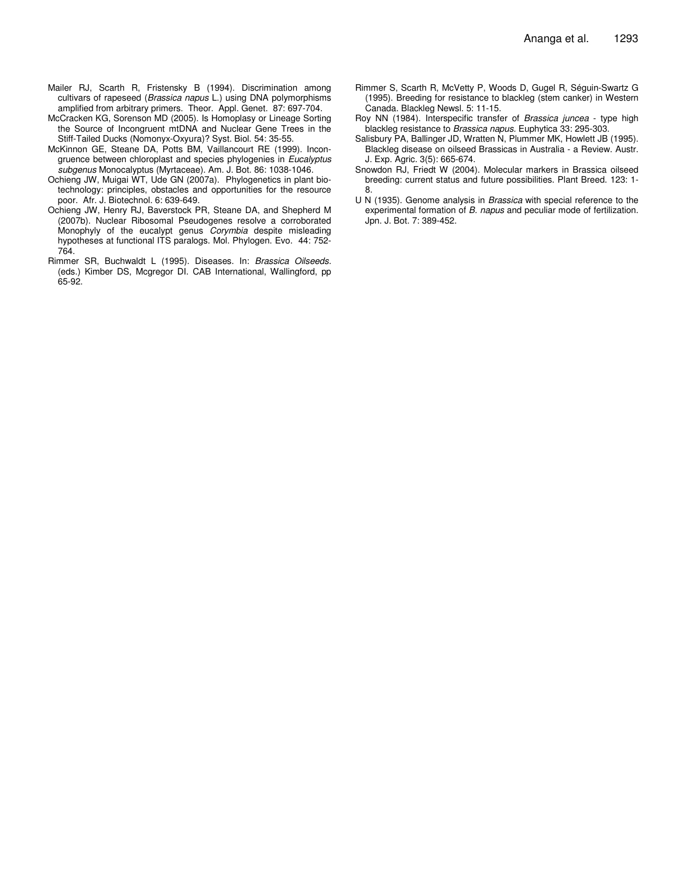Mailer RJ, Scarth R, Fristensky B (1994). Discrimination among cultivars of rapeseed (*Brassica napus* L.) using DNA polymorphisms amplified from arbitrary primers. Theor. Appl. Genet. 87: 697-704.

McCracken KG, Sorenson MD (2005). Is Homoplasy or Lineage Sorting the Source of Incongruent mtDNA and Nuclear Gene Trees in the Stiff-Tailed Ducks (Nomonyx-Oxyura)? Syst. Biol. 54: 35-55.

McKinnon GE, Steane DA, Potts BM, Vaillancourt RE (1999). Incongruence between chloroplast and species phylogenies in *Eucalyptus subgenus* Monocalyptus (Myrtaceae). Am. J. Bot. 86: 1038-1046.

Ochieng JW, Muigai WT, Ude GN (2007a). Phylogenetics in plant biotechnology: principles, obstacles and opportunities for the resource poor. Afr. J. Biotechnol. 6: 639-649.

Ochieng JW, Henry RJ, Baverstock PR, Steane DA, and Shepherd M (2007b). Nuclear Ribosomal Pseudogenes resolve a corroborated Monophyly of the eucalypt genus *Corymbia* despite misleading hypotheses at functional ITS paralogs. Mol. Phylogen. Evo. 44: 752-764.

Rimmer SR, Buchwaldt L (1995). Diseases. In: *Brassica Oilseeds*. (eds.) Kimber DS, Mcgregor DI. CAB International, Wallingford, pp 65-92.

Rimmer S, Scarth R, McVetty P, Woods D, Gugel R, Séguin-Swartz G (1995). Breeding for resistance to blackleg (stem canker) in Western Canada. Blackleg Newsl. 5: 11-15.

Roy NN (1984). Interspecific transfer of *Brassica juncea* - type high blackleg resistance to *Brassica napus*. Euphytica 33: 295-303.

Salisbury PA, Ballinger JD, Wratten N, Plummer MK, Howlett JB (1995). Blackleg disease on oilseed Brassicas in Australia - a Review. Austr. J. Exp. Agric. 3(5): 665-674.

Snowdon RJ, Friedt W (2004). Molecular markers in Brassica oilseed breeding: current status and future possibilities. Plant Breed. 123: 1-8.

U N (1935). Genome analysis in *Brassica* with special reference to the experimental formation of *B. napus* and peculiar mode of fertilization. Jpn. J. Bot. 7: 389-452.